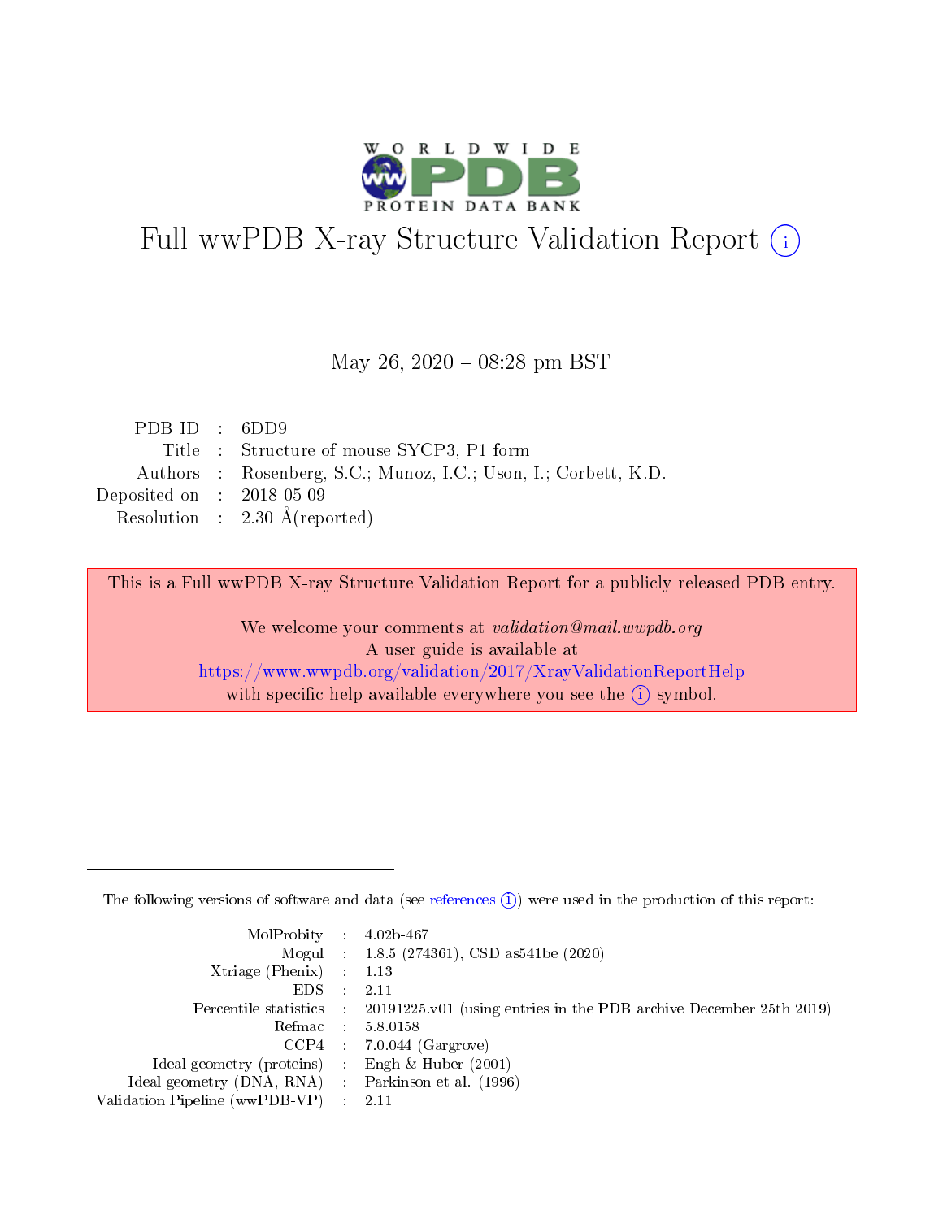# Full wwPDB X-ray Structure Validation Report (i)

May 26, 2020 – 08:28 pm BST

| | | |
|---|---|---|
| PDB ID | : | 6DD9 |
| Title | : | Structure of mouse SYCP3, P1 form |
| Authors | : | Rosenberg, S.C.; Munoz, I.C.; Uson, I.; Corbett, K.D. |
| Deposited on | : | 2018-05-09 |
| Resolution | : | 2.30 Å(reported) |

This is a Full wwPDB X-ray Structure Validation Report for a publicly released PDB entry.

We welcome your comments at *validation@mail.wwpdb.org*
A user guide is available at
https://www.wwpdb.org/validation/2017/XrayValidationReportHelp
with specific help available everywhere you see the (i) symbol.

---

The following versions of software and data (see references (i)) were used in the production of this report:

| | | |
|---|---|---|
| MolProbity | : | 4.02b-467 |
| Mogul | : | 1.8.5 (274361), CSD as541be (2020) |
| Xtriage (Phenix) | : | 1.13 |
| EDS | : | 2.11 |
| Percentile statistics | : | 20191225.v01 (using entries in the PDB archive December 25th 2019) |
| Refmac | : | 5.8.0158 |
| CCP4 | : | 7.0.044 (Gargrove) |
| Ideal geometry (proteins) | : | Engh & Huber (2001) |
| Ideal geometry (DNA, RNA) | : | Parkinson et al. (1996) |
| Validation Pipeline (wwPDB-VP) | : | 2.11 |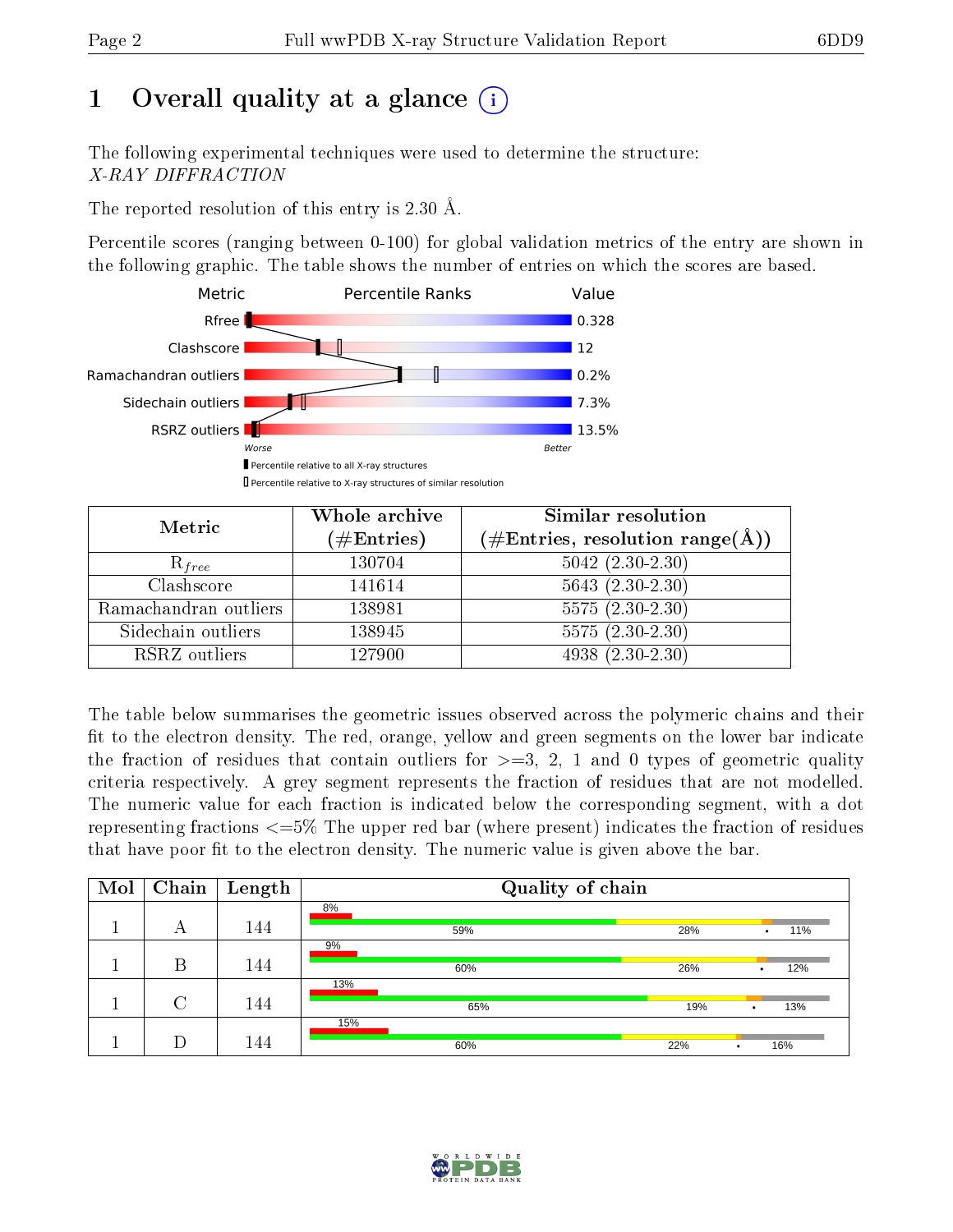# 1 Overall quality at a glance (i)

The following experimental techniques were used to determine the structure:
*X-RAY DIFFRACTION*

The reported resolution of this entry is 2.30 Å.

Percentile scores (ranging between 0-100) for global validation metrics of the entry are shown in the following graphic. The table shows the number of entries on which the scores are based.

| Metric | Value |
|---|---|
| Rfree | 0.328 |
| Clashscore | 12 |
| Ramachandran outliers | 0.2% |
| Sidechain outliers | 7.3% |
| RSRZ outliers | 13.5% |

Worse — Better

▮ Percentile relative to all X-ray structures
▯ Percentile relative to X-ray structures of similar resolution

| Metric | Whole archive (#Entries) | Similar resolution (#Entries, resolution range(Å)) |
|---|---|---|
| $R_{free}$ | 130704 | 5042 (2.30-2.30) |
| Clashscore | 141614 | 5643 (2.30-2.30) |
| Ramachandran outliers | 138981 | 5575 (2.30-2.30) |
| Sidechain outliers | 138945 | 5575 (2.30-2.30) |
| RSRZ outliers | 127900 | 4938 (2.30-2.30) |

The table below summarises the geometric issues observed across the polymeric chains and their fit to the electron density. The red, orange, yellow and green segments on the lower bar indicate the fraction of residues that contain outliers for >=3, 2, 1 and 0 types of geometric quality criteria respectively. A grey segment represents the fraction of residues that are not modelled. The numeric value for each fraction is indicated below the corresponding segment, with a dot representing fractions <=5% The upper red bar (where present) indicates the fraction of residues that have poor fit to the electron density. The numeric value is given above the bar.

| Mol | Chain | Length | Quality of chain |
|---|---|---|---|
| 1 | A | 144 | 8% / 59%, 28%, •, 11% |
| 1 | B | 144 | 9% / 60%, 26%, •, 12% |
| 1 | C | 144 | 13% / 65%, 19%, •, 13% |
| 1 | D | 144 | 15% / 60%, 22%, •, 16% |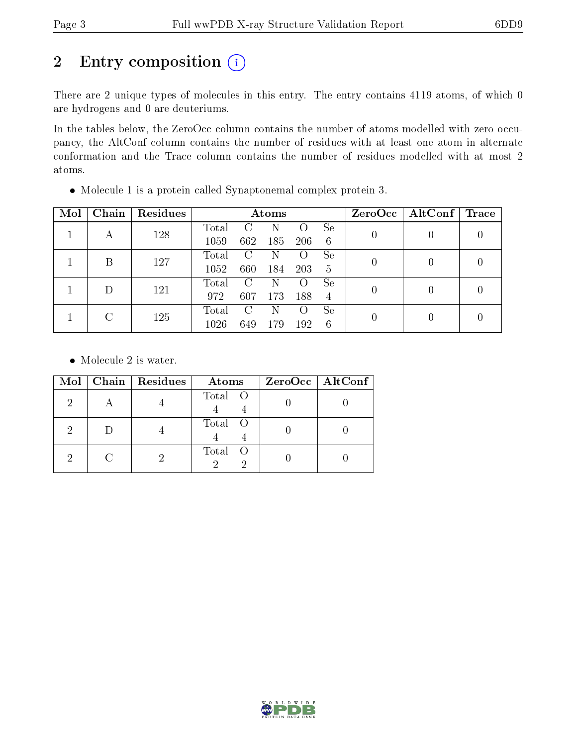# 2 Entry composition

There are 2 unique types of molecules in this entry. The entry contains 4119 atoms, of which 0 are hydrogens and 0 are deuteriums.

In the tables below, the ZeroOcc column contains the number of atoms modelled with zero occupancy, the AltConf column contains the number of residues with at least one atom in alternate conformation and the Trace column contains the number of residues modelled with at most 2 atoms.

- Molecule 1 is a protein called Synaptonemal complex protein 3.

| Mol | Chain | Residues | Atoms | | | | | ZeroOcc | AltConf | Trace |
|---|---|---|---|---|---|---|---|---|---|---|
| 1 | A | 128 | Total<br>1059 | C<br>662 | N<br>185 | O<br>206 | Se<br>6 | 0 | 0 | 0 |
| 1 | B | 127 | Total<br>1052 | C<br>660 | N<br>184 | O<br>203 | Se<br>5 | 0 | 0 | 0 |
| 1 | D | 121 | Total<br>972 | C<br>607 | N<br>173 | O<br>188 | Se<br>4 | 0 | 0 | 0 |
| 1 | C | 125 | Total<br>1026 | C<br>649 | N<br>179 | O<br>192 | Se<br>6 | 0 | 0 | 0 |

- Molecule 2 is water.

| Mol | Chain | Residues | Atoms | | ZeroOcc | AltConf |
|---|---|---|---|---|---|---|
| 2 | A | 4 | Total<br>4 | O<br>4 | 0 | 0 |
| 2 | D | 4 | Total<br>4 | O<br>4 | 0 | 0 |
| 2 | C | 2 | Total<br>2 | O<br>2 | 0 | 0 |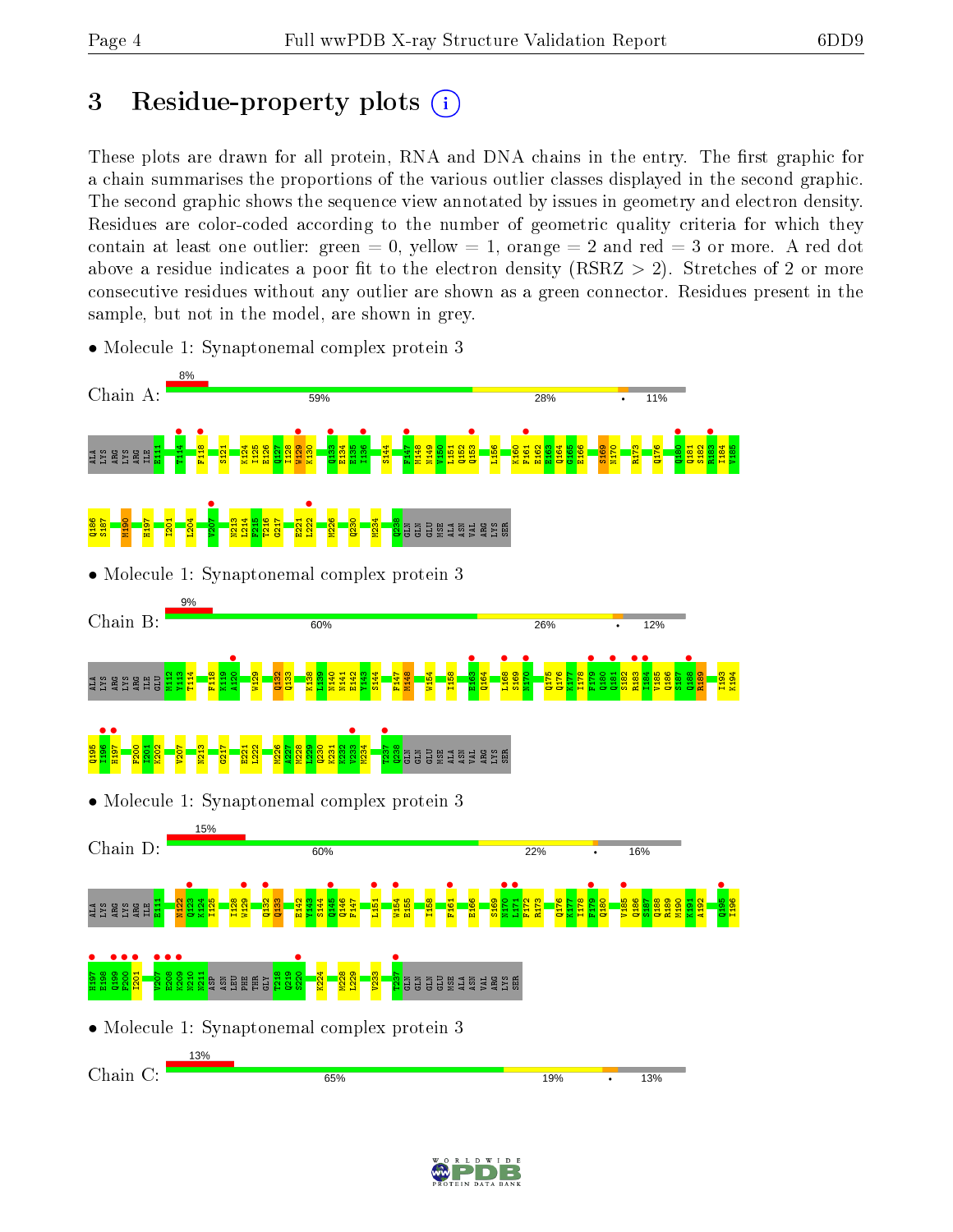# 3 Residue-property plots

These plots are drawn for all protein, RNA and DNA chains in the entry. The first graphic for a chain summarises the proportions of the various outlier classes displayed in the second graphic. The second graphic shows the sequence view annotated by issues in geometry and electron density. Residues are color-coded according to the number of geometric quality criteria for which they contain at least one outlier: green = 0, yellow = 1, orange = 2 and red = 3 or more. A red dot above a residue indicates a poor fit to the electron density (RSRZ > 2). Stretches of 2 or more consecutive residues without any outlier are shown as a green connector. Residues present in the sample, but not in the model, are shown in grey.

• Molecule 1: Synaptonemal complex protein 3

Chain A: 8% | 59% | 28% | • | 11%

ALA LYS ARG LYS ARG ILE E111 T114 F118 S121 K124 I125 E126 Q127 I128 W129 K130 Q133 E134 E135 I136 S144 F147 M148 N149 V150 L151 Q152 Q153 L156 K160 F161 E162 E163 Q164 G165 E166 S169 N170 R173 Q176 Q180 Q181 S182 R183 I184 V185 Q186 S187 M190 H197 I201 L204 V207 N213 L214 F215 T216 G217 E221 L222 M226 Q230 M234 Q238 GLN GLN GLU MSE ALA ASN VAL ARG LYS SER

• Molecule 1: Synaptonemal complex protein 3

Chain B: 9% | 60% | 26% | • | 12%

ALA LYS ARG LYS ARG ILE GLU M112 Y113 T114 F118 K119 A120 W129 Q132 Q133 K138 E139 N140 N141 E142 Y143 S144 F147 M148 W154 I158 E163 Q164 I168 S169 N170 Q175 Q176 K177 I178 F179 Q180 Q181 S182 R183 I184 V185 Q186 S187 Q188 R189 I193 K194 Q195 I196 H197 F200 I201 K202 V207 N213 G217 E221 L222 M226 A227 L228 L229 Q230 K231 K232 V233 M234 T237 Q238 GLN GLN GLU MSE ALA ASN VAL ARG LYS SER

• Molecule 1: Synaptonemal complex protein 3

Chain D: 15% | 60% | 22% | • | 16%

ALA LYS ARG LYS ARG ILE E111 N122 Q123 K124 I125 I128 W129 Q132 Q133 E142 Y143 S144 Q145 Q146 F147 L151 W154 E155 I158 F161 E166 S169 N170 L171 F172 R173 Q176 K177 I178 F179 Q180 V185 Q186 S187 Q188 R189 M190 K191 A192 Q195 I196 H197 E198 Q199 F200 I201 V207 E208 K209 N210 N211 ASP ASN LEU PHE THR GLY T218 Q219 S220 K224 M228 L229 V233 T237 GLN GLN GLN GLU MSE ALA ASN VAL ARG LYS SER

• Molecule 1: Synaptonemal complex protein 3

Chain C: 13% | 65% | 19% | • | 13%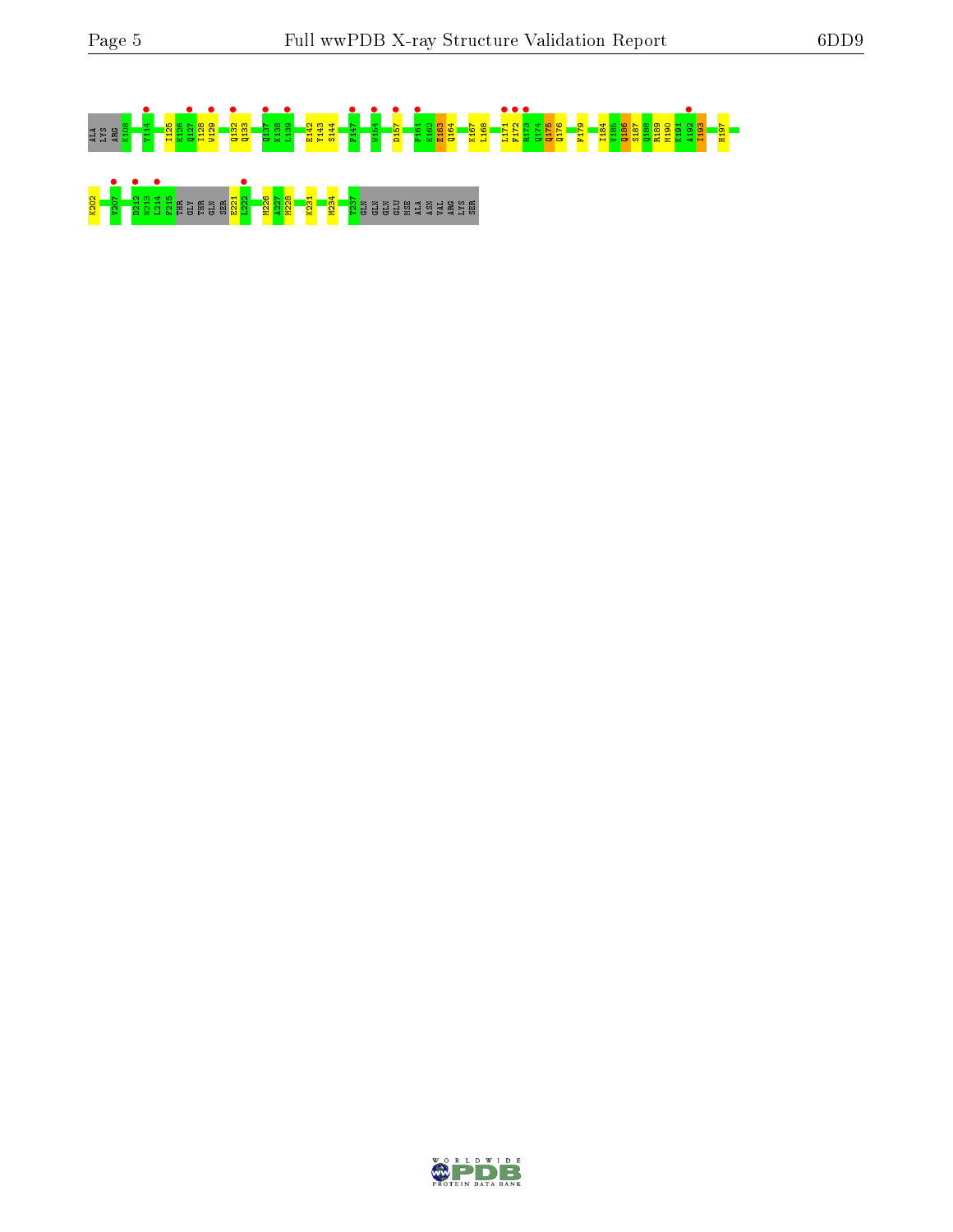ALA LYS ARG K108 T114 I125 E126 Q127 I128 W129 Q132 Q133 Q137 K138 L139 E142 Y143 S144 F147 W154 D157 F161 E162 E163 Q164 K167 L168 L171 F172 R173 Q174 Q175 Q176 F179 I184 V185 Q186 S187 Q188 R189 M190 K191 A192 I193 H197

K202 V207 D212 N213 L214 F215 THR GLY THR GLN SER E221 I222 M226 A227 M228 K231 M234 T237 GLN GLN GLN GLU MSE ALA ASN VAL ARG LYS SER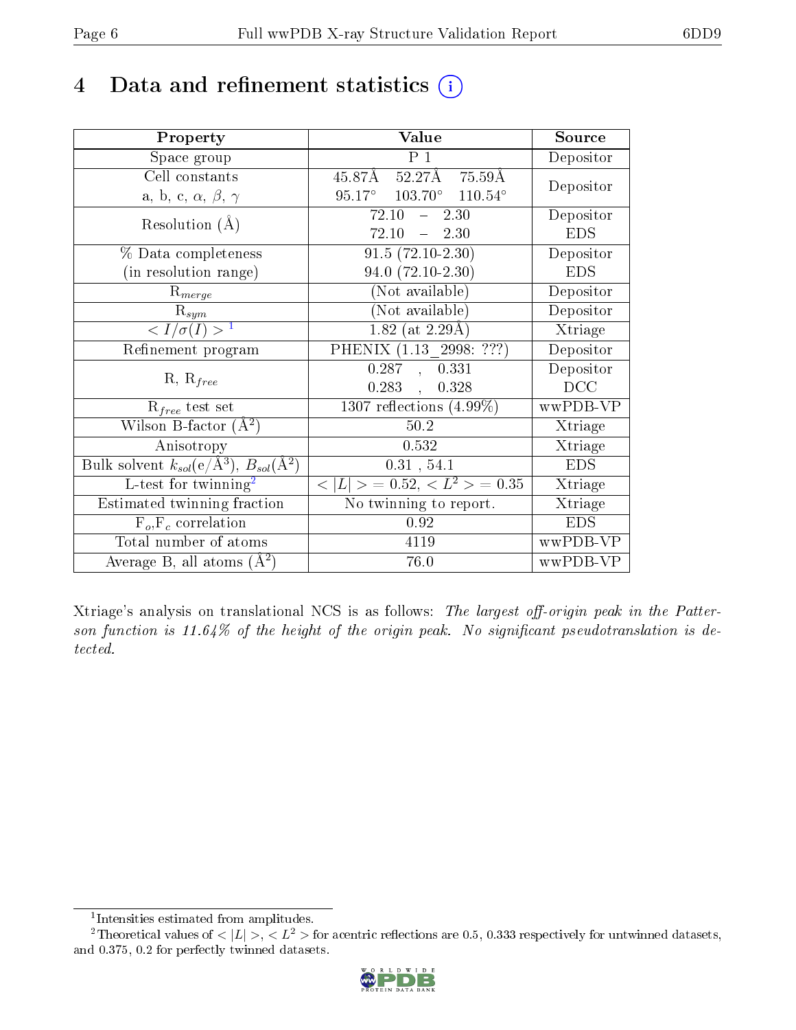# 4 Data and refinement statistics (i)

| Property | Value | Source |
|---|---|---|
| Space group | P 1 | Depositor |
| Cell constants<br>a, b, c, $\alpha$, $\beta$, $\gamma$ | 45.87Å 52.27Å 75.59Å<br>95.17° 103.70° 110.54° | Depositor |
| Resolution (Å) | 72.10 – 2.30<br>72.10 – 2.30 | Depositor<br>EDS |
| % Data completeness<br>(in resolution range) | 91.5 (72.10-2.30)<br>94.0 (72.10-2.30) | Depositor<br>EDS |
| $R_{merge}$ | (Not available) | Depositor |
| $R_{sym}$ | (Not available) | Depositor |
| $< I/\sigma(I) >$ [1] | 1.82 (at 2.29Å) | Xtriage |
| Refinement program | PHENIX (1.13_2998: ???) | Depositor |
| R, $R_{free}$ | 0.287 , 0.331<br>0.283 , 0.328 | Depositor<br>DCC |
| $R_{free}$ test set | 1307 reflections (4.99%) | wwPDB-VP |
| Wilson B-factor (Å$^2$) | 50.2 | Xtriage |
| Anisotropy | 0.532 | Xtriage |
| Bulk solvent $k_{sol}$(e/Å$^3$), $B_{sol}$(Å$^2$) | 0.31 , 54.1 | EDS |
| L-test for twinning[2] | $< \lvert L \rvert >$ = 0.52, $< L^2 >$ = 0.35 | Xtriage |
| Estimated twinning fraction | No twinning to report. | Xtriage |
| $F_o$,$F_c$ correlation | 0.92 | EDS |
| Total number of atoms | 4119 | wwPDB-VP |
| Average B, all atoms (Å$^2$) | 76.0 | wwPDB-VP |

Xtriage's analysis on translational NCS is as follows: *The largest off-origin peak in the Patterson function is 11.64% of the height of the origin peak. No significant pseudotranslation is detected.*

[1] Intensities estimated from amplitudes.

[2] Theoretical values of $< \lvert L \rvert >$, $< L^2 >$ for acentric reflections are 0.5, 0.333 respectively for untwinned datasets, and 0.375, 0.2 for perfectly twinned datasets.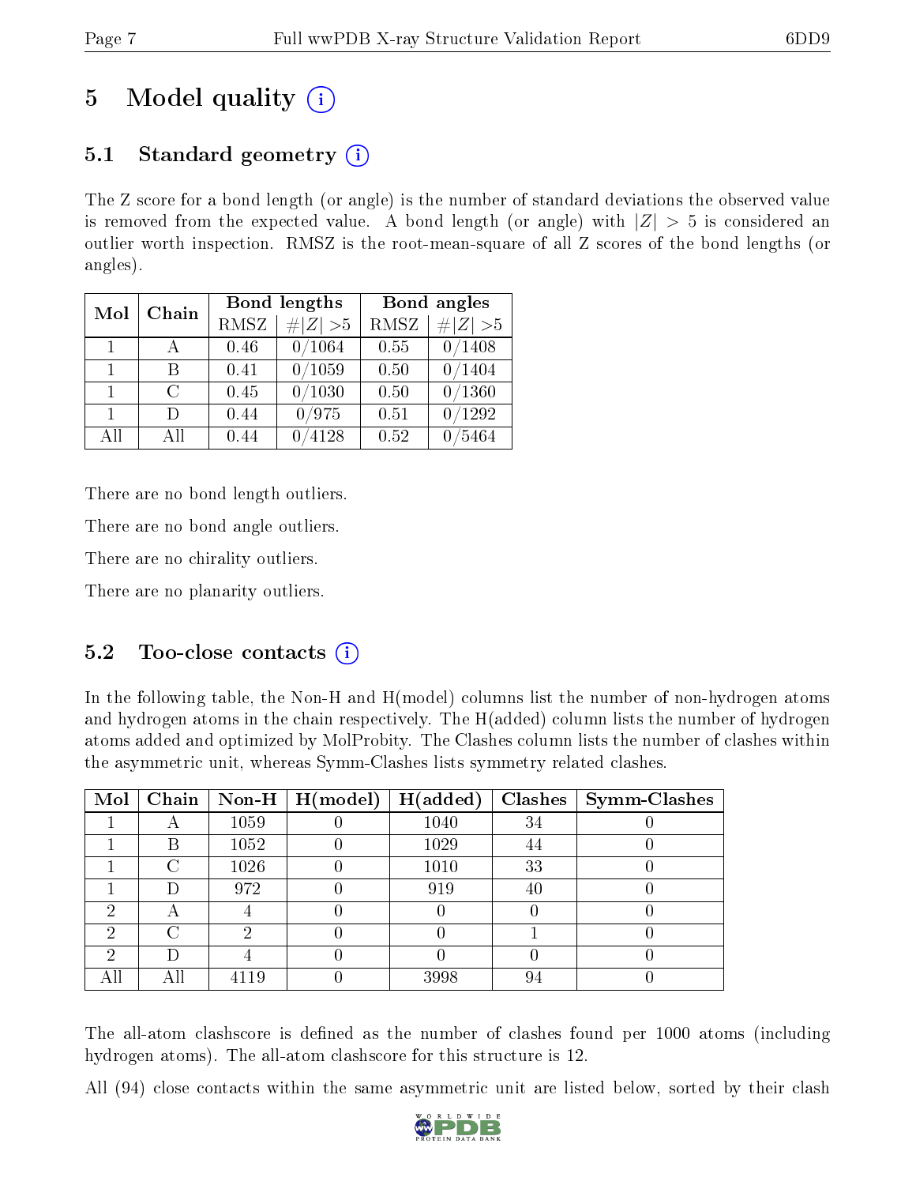# 5 Model quality

## 5.1 Standard geometry

The Z score for a bond length (or angle) is the number of standard deviations the observed value is removed from the expected value. A bond length (or angle) with $|Z| > 5$ is considered an outlier worth inspection. RMSZ is the root-mean-square of all Z scores of the bond lengths (or angles).

| Mol | Chain | Bond lengths | | Bond angles | |
|---|---|---|---|---|---|
| | | RMSZ | #$\|Z\|$ >5 | RMSZ | #$\|Z\|$ >5 |
| 1 | A | 0.46 | 0/1064 | 0.55 | 0/1408 |
| 1 | B | 0.41 | 0/1059 | 0.50 | 0/1404 |
| 1 | C | 0.45 | 0/1030 | 0.50 | 0/1360 |
| 1 | D | 0.44 | 0/975 | 0.51 | 0/1292 |
| All | All | 0.44 | 0/4128 | 0.52 | 0/5464 |

There are no bond length outliers.

There are no bond angle outliers.

There are no chirality outliers.

There are no planarity outliers.

## 5.2 Too-close contacts

In the following table, the Non-H and H(model) columns list the number of non-hydrogen atoms and hydrogen atoms in the chain respectively. The H(added) column lists the number of hydrogen atoms added and optimized by MolProbity. The Clashes column lists the number of clashes within the asymmetric unit, whereas Symm-Clashes lists symmetry related clashes.

| Mol | Chain | Non-H | H(model) | H(added) | Clashes | Symm-Clashes |
|---|---|---|---|---|---|---|
| 1 | A | 1059 | 0 | 1040 | 34 | 0 |
| 1 | B | 1052 | 0 | 1029 | 44 | 0 |
| 1 | C | 1026 | 0 | 1010 | 33 | 0 |
| 1 | D | 972 | 0 | 919 | 40 | 0 |
| 2 | A | 4 | 0 | 0 | 0 | 0 |
| 2 | C | 2 | 0 | 0 | 1 | 0 |
| 2 | D | 4 | 0 | 0 | 0 | 0 |
| All | All | 4119 | 0 | 3998 | 94 | 0 |

The all-atom clashscore is defined as the number of clashes found per 1000 atoms (including hydrogen atoms). The all-atom clashscore for this structure is 12.

All (94) close contacts within the same asymmetric unit are listed below, sorted by their clash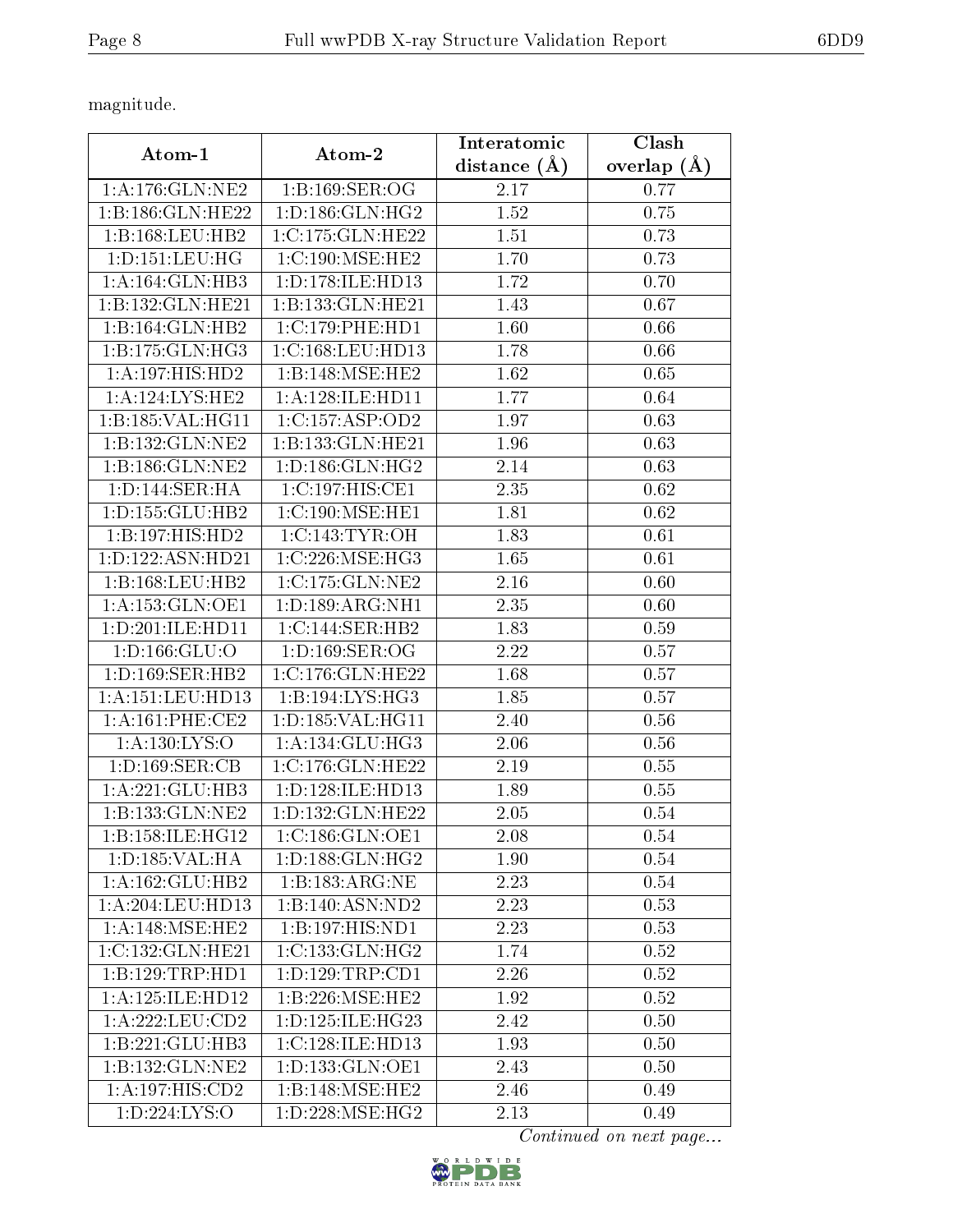magnitude.

| Atom-1 | Atom-2 | Interatomic distance (Å) | Clash overlap (Å) |
|---|---|---|---|
| 1:A:176:GLN:NE2 | 1:B:169:SER:OG | 2.17 | 0.77 |
| 1:B:186:GLN:HE22 | 1:D:186:GLN:HG2 | 1.52 | 0.75 |
| 1:B:168:LEU:HB2 | 1:C:175:GLN:HE22 | 1.51 | 0.73 |
| 1:D:151:LEU:HG | 1:C:190:MSE:HE2 | 1.70 | 0.73 |
| 1:A:164:GLN:HB3 | 1:D:178:ILE:HD13 | 1.72 | 0.70 |
| 1:B:132:GLN:HE21 | 1:B:133:GLN:HE21 | 1.43 | 0.67 |
| 1:B:164:GLN:HB2 | 1:C:179:PHE:HD1 | 1.60 | 0.66 |
| 1:B:175:GLN:HG3 | 1:C:168:LEU:HD13 | 1.78 | 0.66 |
| 1:A:197:HIS:HD2 | 1:B:148:MSE:HE2 | 1.62 | 0.65 |
| 1:A:124:LYS:HE2 | 1:A:128:ILE:HD11 | 1.77 | 0.64 |
| 1:B:185:VAL:HG11 | 1:C:157:ASP:OD2 | 1.97 | 0.63 |
| 1:B:132:GLN:NE2 | 1:B:133:GLN:HE21 | 1.96 | 0.63 |
| 1:B:186:GLN:NE2 | 1:D:186:GLN:HG2 | 2.14 | 0.63 |
| 1:D:144:SER:HA | 1:C:197:HIS:CE1 | 2.35 | 0.62 |
| 1:D:155:GLU:HB2 | 1:C:190:MSE:HE1 | 1.81 | 0.62 |
| 1:B:197:HIS:HD2 | 1:C:143:TYR:OH | 1.83 | 0.61 |
| 1:D:122:ASN:HD21 | 1:C:226:MSE:HG3 | 1.65 | 0.61 |
| 1:B:168:LEU:HB2 | 1:C:175:GLN:NE2 | 2.16 | 0.60 |
| 1:A:153:GLN:OE1 | 1:D:189:ARG:NH1 | 2.35 | 0.60 |
| 1:D:201:ILE:HD11 | 1:C:144:SER:HB2 | 1.83 | 0.59 |
| 1:D:166:GLU:O | 1:D:169:SER:OG | 2.22 | 0.57 |
| 1:D:169:SER:HB2 | 1:C:176:GLN:HE22 | 1.68 | 0.57 |
| 1:A:151:LEU:HD13 | 1:B:194:LYS:HG3 | 1.85 | 0.57 |
| 1:A:161:PHE:CE2 | 1:D:185:VAL:HG11 | 2.40 | 0.56 |
| 1:A:130:LYS:O | 1:A:134:GLU:HG3 | 2.06 | 0.56 |
| 1:D:169:SER:CB | 1:C:176:GLN:HE22 | 2.19 | 0.55 |
| 1:A:221:GLU:HB3 | 1:D:128:ILE:HD13 | 1.89 | 0.55 |
| 1:B:133:GLN:NE2 | 1:D:132:GLN:HE22 | 2.05 | 0.54 |
| 1:B:158:ILE:HG12 | 1:C:186:GLN:OE1 | 2.08 | 0.54 |
| 1:D:185:VAL:HA | 1:D:188:GLN:HG2 | 1.90 | 0.54 |
| 1:A:162:GLU:HB2 | 1:B:183:ARG:NE | 2.23 | 0.54 |
| 1:A:204:LEU:HD13 | 1:B:140:ASN:ND2 | 2.23 | 0.53 |
| 1:A:148:MSE:HE2 | 1:B:197:HIS:ND1 | 2.23 | 0.53 |
| 1:C:132:GLN:HE21 | 1:C:133:GLN:HG2 | 1.74 | 0.52 |
| 1:B:129:TRP:HD1 | 1:D:129:TRP:CD1 | 2.26 | 0.52 |
| 1:A:125:ILE:HD12 | 1:B:226:MSE:HE2 | 1.92 | 0.52 |
| 1:A:222:LEU:CD2 | 1:D:125:ILE:HG23 | 2.42 | 0.50 |
| 1:B:221:GLU:HB3 | 1:C:128:ILE:HD13 | 1.93 | 0.50 |
| 1:B:132:GLN:NE2 | 1:D:133:GLN:OE1 | 2.43 | 0.50 |
| 1:A:197:HIS:CD2 | 1:B:148:MSE:HE2 | 2.46 | 0.49 |
| 1:D:224:LYS:O | 1:D:228:MSE:HG2 | 2.13 | 0.49 |

*Continued on next page...*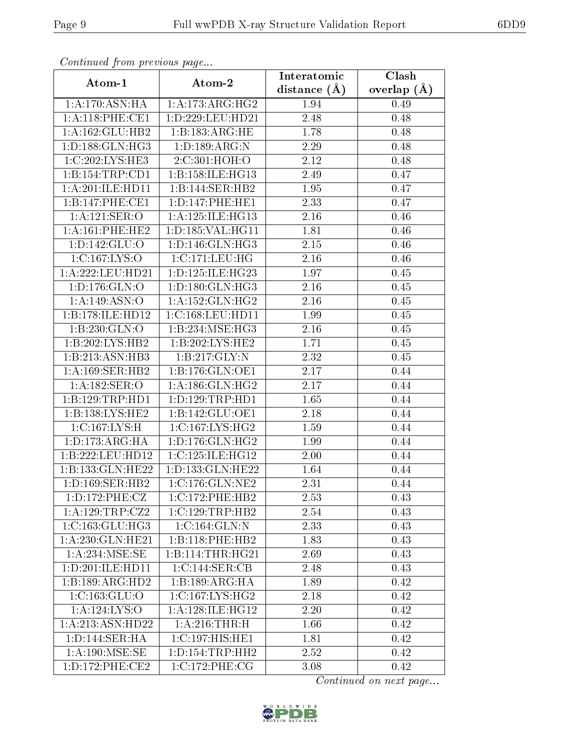*Continued from previous page...*

| Atom-1 | Atom-2 | Interatomic distance (Å) | Clash overlap (Å) |
| --- | --- | --- | --- |
| 1:A:170:ASN:HA | 1:A:173:ARG:HG2 | 1.94 | 0.49 |
| 1:A:118:PHE:CE1 | 1:D:229:LEU:HD21 | 2.48 | 0.48 |
| 1:A:162:GLU:HB2 | 1:B:183:ARG:HE | 1.78 | 0.48 |
| 1:D:188:GLN:HG3 | 1:D:189:ARG:N | 2.29 | 0.48 |
| 1:C:202:LYS:HE3 | 2:C:301:HOH:O | 2.12 | 0.48 |
| 1:B:154:TRP:CD1 | 1:B:158:ILE:HG13 | 2.49 | 0.47 |
| 1:A:201:ILE:HD11 | 1:B:144:SER:HB2 | 1.95 | 0.47 |
| 1:B:147:PHE:CE1 | 1:D:147:PHE:HE1 | 2.33 | 0.47 |
| 1:A:121:SER:O | 1:A:125:ILE:HG13 | 2.16 | 0.46 |
| 1:A:161:PHE:HE2 | 1:D:185:VAL:HG11 | 1.81 | 0.46 |
| 1:D:142:GLU:O | 1:D:146:GLN:HG3 | 2.15 | 0.46 |
| 1:C:167:LYS:O | 1:C:171:LEU:HG | 2.16 | 0.46 |
| 1:A:222:LEU:HD21 | 1:D:125:ILE:HG23 | 1.97 | 0.45 |
| 1:D:176:GLN:O | 1:D:180:GLN:HG3 | 2.16 | 0.45 |
| 1:A:149:ASN:O | 1:A:152:GLN:HG2 | 2.16 | 0.45 |
| 1:B:178:ILE:HD12 | 1:C:168:LEU:HD11 | 1.99 | 0.45 |
| 1:B:230:GLN:O | 1:B:234:MSE:HG3 | 2.16 | 0.45 |
| 1:B:202:LYS:HB2 | 1:B:202:LYS:HE2 | 1.71 | 0.45 |
| 1:B:213:ASN:HB3 | 1:B:217:GLY:N | 2.32 | 0.45 |
| 1:A:169:SER:HB2 | 1:B:176:GLN:OE1 | 2.17 | 0.44 |
| 1:A:182:SER:O | 1:A:186:GLN:HG2 | 2.17 | 0.44 |
| 1:B:129:TRP:HD1 | 1:D:129:TRP:HD1 | 1.65 | 0.44 |
| 1:B:138:LYS:HE2 | 1:B:142:GLU:OE1 | 2.18 | 0.44 |
| 1:C:167:LYS:H | 1:C:167:LYS:HG2 | 1.59 | 0.44 |
| 1:D:173:ARG:HA | 1:D:176:GLN:HG2 | 1.99 | 0.44 |
| 1:B:222:LEU:HD12 | 1:C:125:ILE:HG12 | 2.00 | 0.44 |
| 1:B:133:GLN:HE22 | 1:D:133:GLN:HE22 | 1.64 | 0.44 |
| 1:D:169:SER:HB2 | 1:C:176:GLN:NE2 | 2.31 | 0.44 |
| 1:D:172:PHE:CZ | 1:C:172:PHE:HB2 | 2.53 | 0.43 |
| 1:A:129:TRP:CZ2 | 1:C:129:TRP:HB2 | 2.54 | 0.43 |
| 1:C:163:GLU:HG3 | 1:C:164:GLN:N | 2.33 | 0.43 |
| 1:A:230:GLN:HE21 | 1:B:118:PHE:HB2 | 1.83 | 0.43 |
| 1:A:234:MSE:SE | 1:B:114:THR:HG21 | 2.69 | 0.43 |
| 1:D:201:ILE:HD11 | 1:C:144:SER:CB | 2.48 | 0.43 |
| 1:B:189:ARG:HD2 | 1:B:189:ARG:HA | 1.89 | 0.42 |
| 1:C:163:GLU:O | 1:C:167:LYS:HG2 | 2.18 | 0.42 |
| 1:A:124:LYS:O | 1:A:128:ILE:HG12 | 2.20 | 0.42 |
| 1:A:213:ASN:HD22 | 1:A:216:THR:H | 1.66 | 0.42 |
| 1:D:144:SER:HA | 1:C:197:HIS:HE1 | 1.81 | 0.42 |
| 1:A:190:MSE:SE | 1:D:154:TRP:HH2 | 2.52 | 0.42 |
| 1:D:172:PHE:CE2 | 1:C:172:PHE:CG | 3.08 | 0.42 |

*Continued on next page...*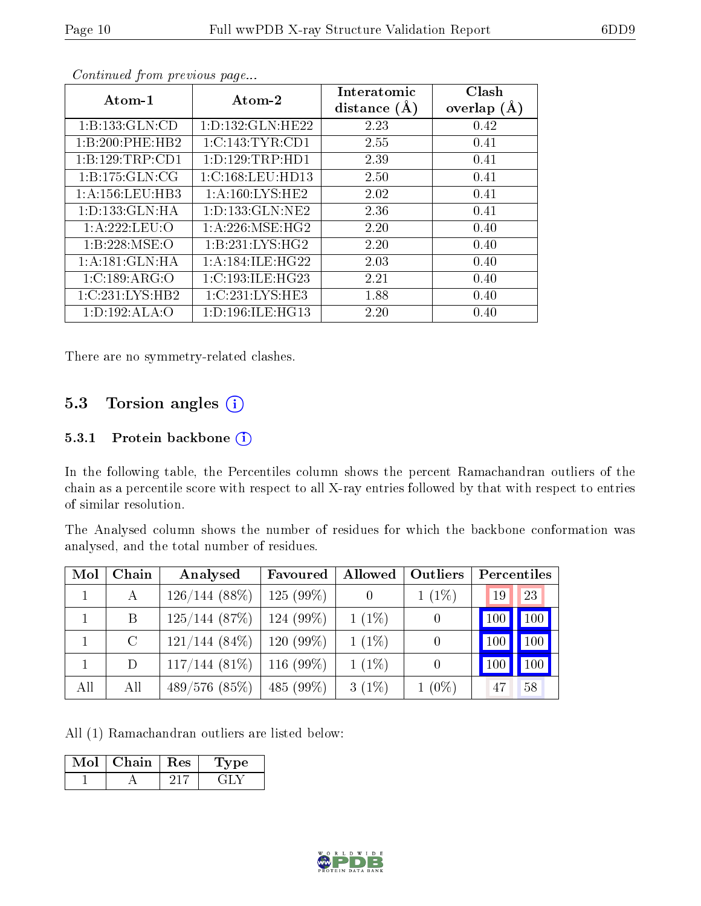*Continued from previous page...*

| Atom-1 | Atom-2 | Interatomic distance (Å) | Clash overlap (Å) |
|---|---|---|---|
| 1:B:133:GLN:CD | 1:D:132:GLN:HE22 | 2.23 | 0.42 |
| 1:B:200:PHE:HB2 | 1:C:143:TYR:CD1 | 2.55 | 0.41 |
| 1:B:129:TRP:CD1 | 1:D:129:TRP:HD1 | 2.39 | 0.41 |
| 1:B:175:GLN:CG | 1:C:168:LEU:HD13 | 2.50 | 0.41 |
| 1:A:156:LEU:HB3 | 1:A:160:LYS:HE2 | 2.02 | 0.41 |
| 1:D:133:GLN:HA | 1:D:133:GLN:NE2 | 2.36 | 0.41 |
| 1:A:222:LEU:O | 1:A:226:MSE:HG2 | 2.20 | 0.40 |
| 1:B:228:MSE:O | 1:B:231:LYS:HG2 | 2.20 | 0.40 |
| 1:A:181:GLN:HA | 1:A:184:ILE:HG22 | 2.03 | 0.40 |
| 1:C:189:ARG:O | 1:C:193:ILE:HG23 | 2.21 | 0.40 |
| 1:C:231:LYS:HB2 | 1:C:231:LYS:HE3 | 1.88 | 0.40 |
| 1:D:192:ALA:O | 1:D:196:ILE:HG13 | 2.20 | 0.40 |

There are no symmetry-related clashes.

## 5.3 Torsion angles (i)

### 5.3.1 Protein backbone (i)

In the following table, the Percentiles column shows the percent Ramachandran outliers of the chain as a percentile score with respect to all X-ray entries followed by that with respect to entries of similar resolution.

The Analysed column shows the number of residues for which the backbone conformation was analysed, and the total number of residues.

| Mol | Chain | Analysed | Favoured | Allowed | Outliers | Percentiles | |
|---|---|---|---|---|---|---|---|
| 1 | A | 126/144 (88%) | 125 (99%) | 0 | 1 (1%) | 19 | 23 |
| 1 | B | 125/144 (87%) | 124 (99%) | 1 (1%) | 0 | 100 | 100 |
| 1 | C | 121/144 (84%) | 120 (99%) | 1 (1%) | 0 | 100 | 100 |
| 1 | D | 117/144 (81%) | 116 (99%) | 1 (1%) | 0 | 100 | 100 |
| All | All | 489/576 (85%) | 485 (99%) | 3 (1%) | 1 (0%) | 47 | 58 |

All (1) Ramachandran outliers are listed below:

| Mol | Chain | Res | Type |
|---|---|---|---|
| 1 | A | 217 | GLY |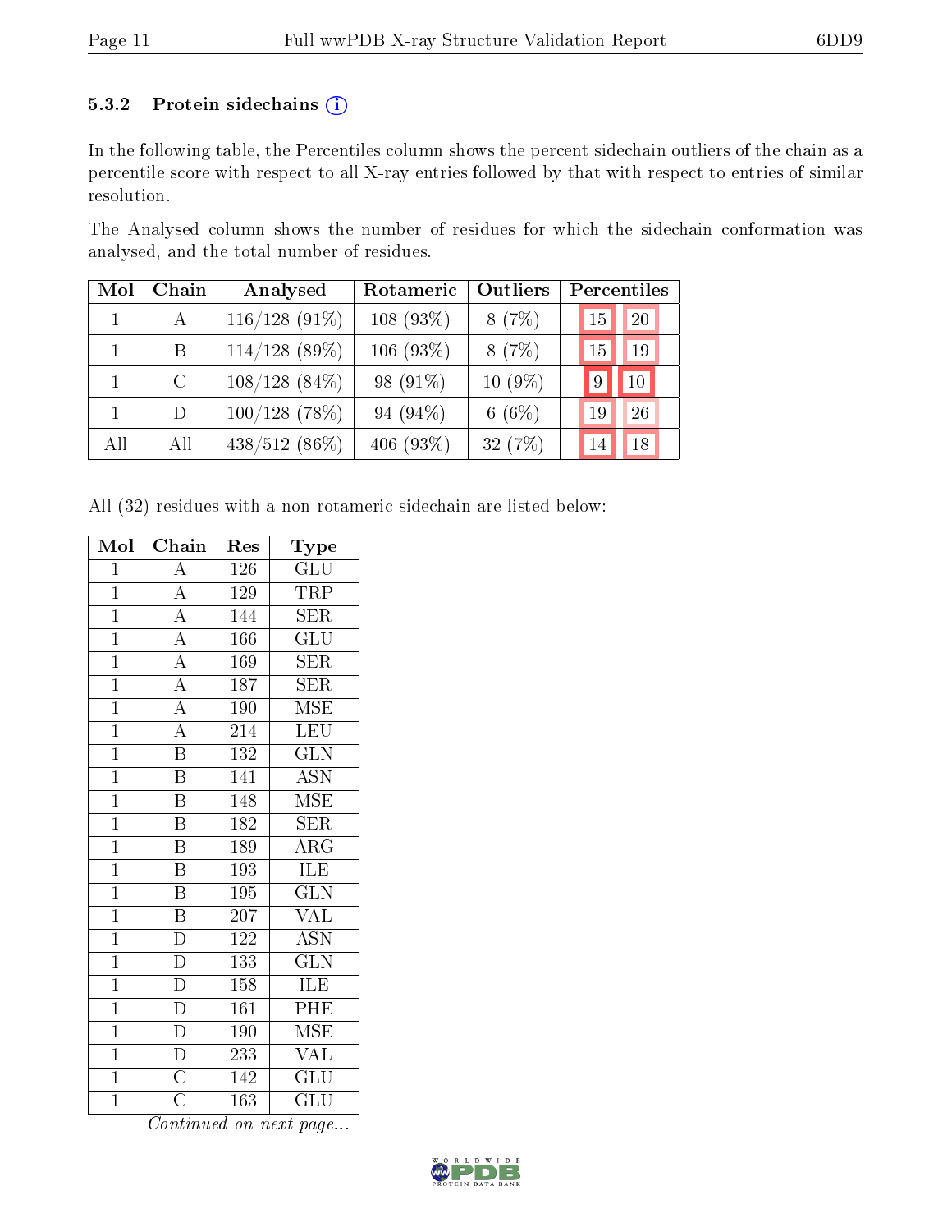### 5.3.2 Protein sidechains (i)

In the following table, the Percentiles column shows the percent sidechain outliers of the chain as a percentile score with respect to all X-ray entries followed by that with respect to entries of similar resolution.

The Analysed column shows the number of residues for which the sidechain conformation was analysed, and the total number of residues.

| Mol | Chain | Analysed | Rotameric | Outliers | Percentiles | |
|---|---|---|---|---|---|---|
| 1 | A | 116/128 (91%) | 108 (93%) | 8 (7%) | 15 | 20 |
| 1 | B | 114/128 (89%) | 106 (93%) | 8 (7%) | 15 | 19 |
| 1 | C | 108/128 (84%) | 98 (91%) | 10 (9%) | 9 | 10 |
| 1 | D | 100/128 (78%) | 94 (94%) | 6 (6%) | 19 | 26 |
| All | All | 438/512 (86%) | 406 (93%) | 32 (7%) | 14 | 18 |

All (32) residues with a non-rotameric sidechain are listed below:

| Mol | Chain | Res | Type |
|---|---|---|---|
| 1 | A | 126 | GLU |
| 1 | A | 129 | TRP |
| 1 | A | 144 | SER |
| 1 | A | 166 | GLU |
| 1 | A | 169 | SER |
| 1 | A | 187 | SER |
| 1 | A | 190 | MSE |
| 1 | A | 214 | LEU |
| 1 | B | 132 | GLN |
| 1 | B | 141 | ASN |
| 1 | B | 148 | MSE |
| 1 | B | 182 | SER |
| 1 | B | 189 | ARG |
| 1 | B | 193 | ILE |
| 1 | B | 195 | GLN |
| 1 | B | 207 | VAL |
| 1 | D | 122 | ASN |
| 1 | D | 133 | GLN |
| 1 | D | 158 | ILE |
| 1 | D | 161 | PHE |
| 1 | D | 190 | MSE |
| 1 | D | 233 | VAL |
| 1 | C | 142 | GLU |
| 1 | C | 163 | GLU |

*Continued on next page...*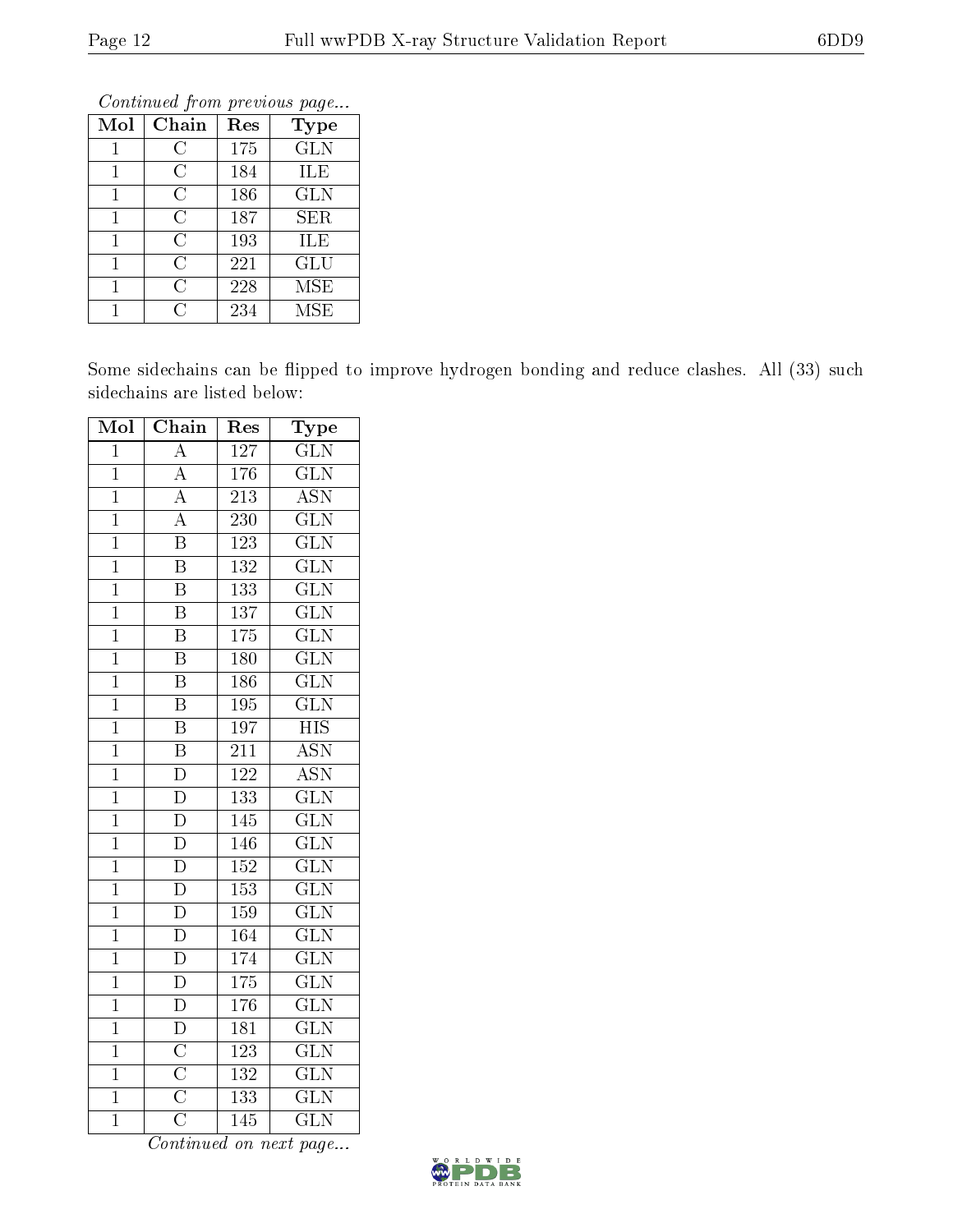*Continued from previous page...*

| Mol | Chain | Res | Type |
|---|---|---|---|
| 1 | C | 175 | GLN |
| 1 | C | 184 | ILE |
| 1 | C | 186 | GLN |
| 1 | C | 187 | SER |
| 1 | C | 193 | ILE |
| 1 | C | 221 | GLU |
| 1 | C | 228 | MSE |
| 1 | C | 234 | MSE |

Some sidechains can be flipped to improve hydrogen bonding and reduce clashes. All (33) such sidechains are listed below:

| Mol | Chain | Res | Type |
|---|---|---|---|
| 1 | A | 127 | GLN |
| 1 | A | 176 | GLN |
| 1 | A | 213 | ASN |
| 1 | A | 230 | GLN |
| 1 | B | 123 | GLN |
| 1 | B | 132 | GLN |
| 1 | B | 133 | GLN |
| 1 | B | 137 | GLN |
| 1 | B | 175 | GLN |
| 1 | B | 180 | GLN |
| 1 | B | 186 | GLN |
| 1 | B | 195 | GLN |
| 1 | B | 197 | HIS |
| 1 | B | 211 | ASN |
| 1 | D | 122 | ASN |
| 1 | D | 133 | GLN |
| 1 | D | 145 | GLN |
| 1 | D | 146 | GLN |
| 1 | D | 152 | GLN |
| 1 | D | 153 | GLN |
| 1 | D | 159 | GLN |
| 1 | D | 164 | GLN |
| 1 | D | 174 | GLN |
| 1 | D | 175 | GLN |
| 1 | D | 176 | GLN |
| 1 | D | 181 | GLN |
| 1 | C | 123 | GLN |
| 1 | C | 132 | GLN |
| 1 | C | 133 | GLN |
| 1 | C | 145 | GLN |

*Continued on next page...*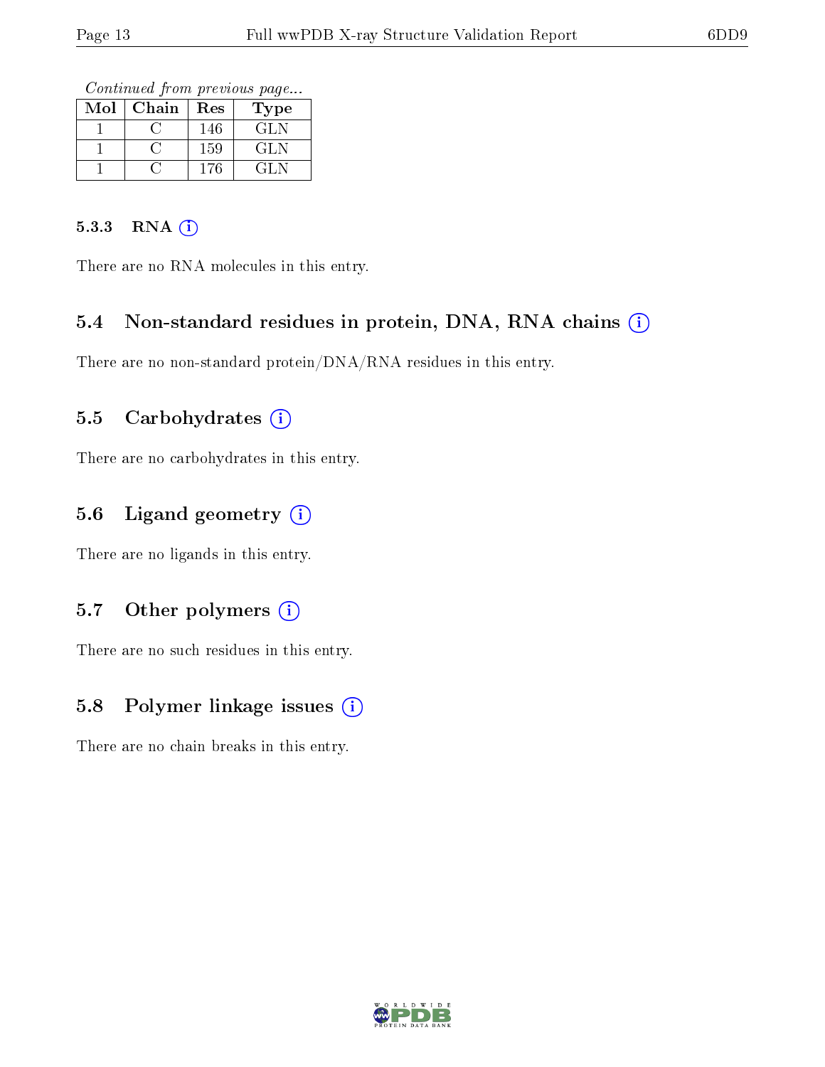*Continued from previous page...*

| Mol | Chain | Res | Type |
|---|---|---|---|
| 1 | C | 146 | GLN |
| 1 | C | 159 | GLN |
| 1 | C | 176 | GLN |

#### 5.3.3 RNA

There are no RNA molecules in this entry.

### 5.4 Non-standard residues in protein, DNA, RNA chains

There are no non-standard protein/DNA/RNA residues in this entry.

### 5.5 Carbohydrates

There are no carbohydrates in this entry.

### 5.6 Ligand geometry

There are no ligands in this entry.

### 5.7 Other polymers

There are no such residues in this entry.

### 5.8 Polymer linkage issues

There are no chain breaks in this entry.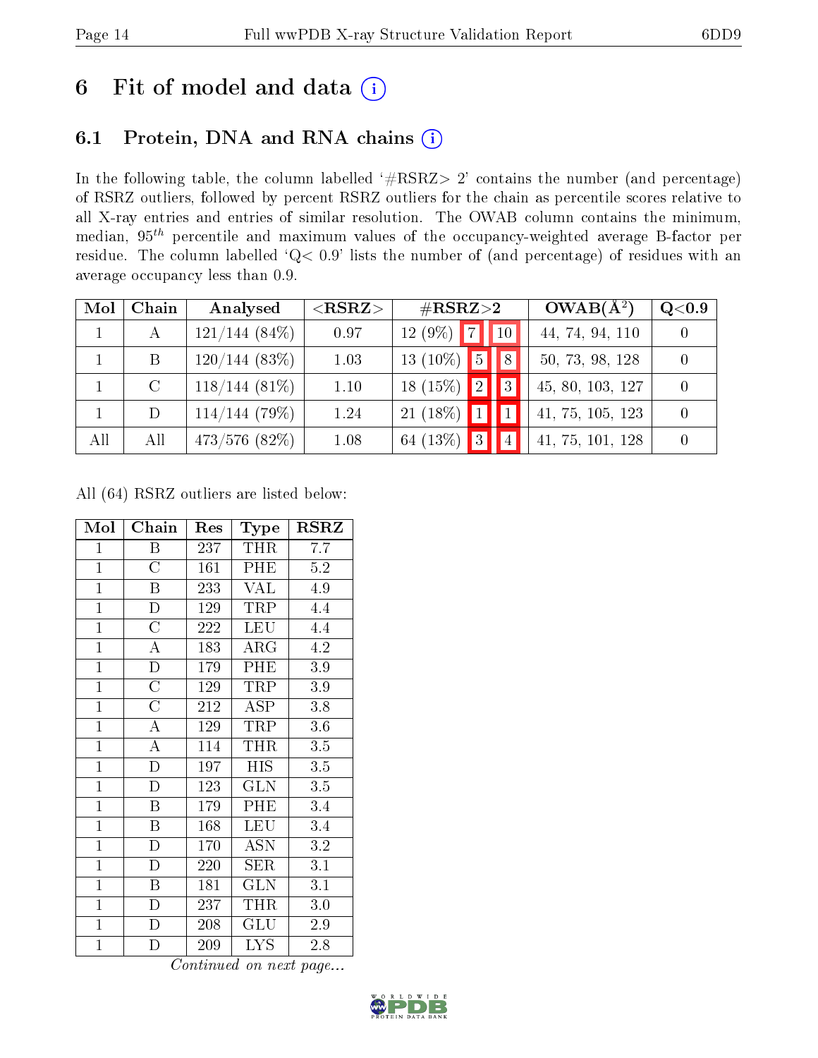# 6 Fit of model and data

## 6.1 Protein, DNA and RNA chains

In the following table, the column labelled '#RSRZ> 2' contains the number (and percentage) of RSRZ outliers, followed by percent RSRZ outliers for the chain as percentile scores relative to all X-ray entries and entries of similar resolution. The OWAB column contains the minimum, median, $95^{th}$ percentile and maximum values of the occupancy-weighted average B-factor per residue. The column labelled 'Q< 0.9' lists the number of (and percentage) of residues with an average occupancy less than 0.9.

| Mol | Chain | Analysed | <RSRZ> | #RSRZ>2 | | | OWAB(Å$^2$) | Q<0.9 |
|---|---|---|---|---|---|---|---|---|
| 1 | A | 121/144 (84%) | 0.97 | 12 (9%) | 7 | 10 | 44, 74, 94, 110 | 0 |
| 1 | B | 120/144 (83%) | 1.03 | 13 (10%) | 5 | 8 | 50, 73, 98, 128 | 0 |
| 1 | C | 118/144 (81%) | 1.10 | 18 (15%) | 2 | 3 | 45, 80, 103, 127 | 0 |
| 1 | D | 114/144 (79%) | 1.24 | 21 (18%) | 1 | 1 | 41, 75, 105, 123 | 0 |
| All | All | 473/576 (82%) | 1.08 | 64 (13%) | 3 | 4 | 41, 75, 101, 128 | 0 |

All (64) RSRZ outliers are listed below:

| Mol | Chain | Res | Type | RSRZ |
|---|---|---|---|---|
| 1 | B | 237 | THR | 7.7 |
| 1 | C | 161 | PHE | 5.2 |
| 1 | B | 233 | VAL | 4.9 |
| 1 | D | 129 | TRP | 4.4 |
| 1 | C | 222 | LEU | 4.4 |
| 1 | A | 183 | ARG | 4.2 |
| 1 | D | 179 | PHE | 3.9 |
| 1 | C | 129 | TRP | 3.9 |
| 1 | C | 212 | ASP | 3.8 |
| 1 | A | 129 | TRP | 3.6 |
| 1 | A | 114 | THR | 3.5 |
| 1 | D | 197 | HIS | 3.5 |
| 1 | D | 123 | GLN | 3.5 |
| 1 | B | 179 | PHE | 3.4 |
| 1 | B | 168 | LEU | 3.4 |
| 1 | D | 170 | ASN | 3.2 |
| 1 | D | 220 | SER | 3.1 |
| 1 | B | 181 | GLN | 3.1 |
| 1 | D | 237 | THR | 3.0 |
| 1 | D | 208 | GLU | 2.9 |
| 1 | D | 209 | LYS | 2.8 |

*Continued on next page...*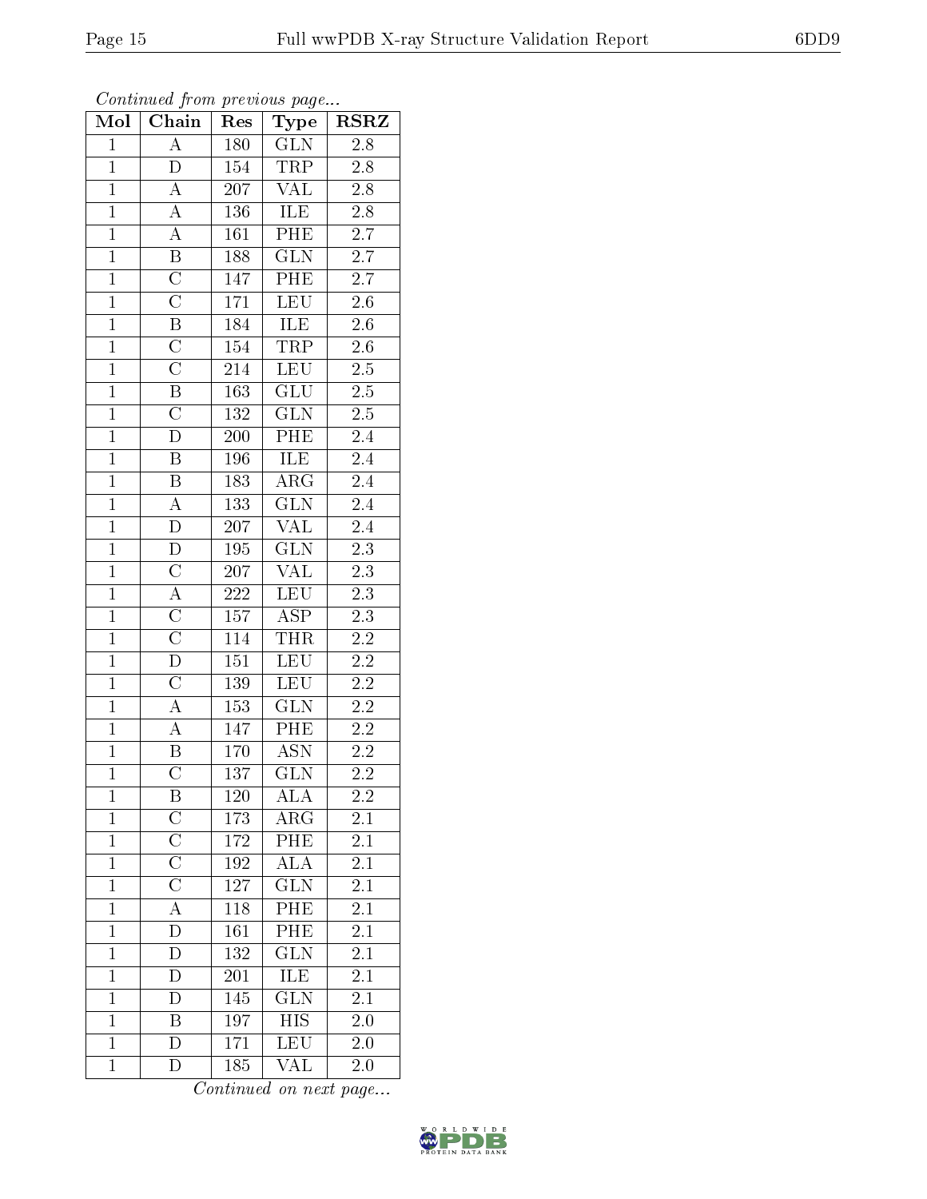*Continued from previous page...*

| Mol | Chain | Res | Type | RSRZ |
|---|---|---|---|---|
| 1 | A | 180 | GLN | 2.8 |
| 1 | D | 154 | TRP | 2.8 |
| 1 | A | 207 | VAL | 2.8 |
| 1 | A | 136 | ILE | 2.8 |
| 1 | A | 161 | PHE | 2.7 |
| 1 | B | 188 | GLN | 2.7 |
| 1 | C | 147 | PHE | 2.7 |
| 1 | C | 171 | LEU | 2.6 |
| 1 | B | 184 | ILE | 2.6 |
| 1 | C | 154 | TRP | 2.6 |
| 1 | C | 214 | LEU | 2.5 |
| 1 | B | 163 | GLU | 2.5 |
| 1 | C | 132 | GLN | 2.5 |
| 1 | D | 200 | PHE | 2.4 |
| 1 | B | 196 | ILE | 2.4 |
| 1 | B | 183 | ARG | 2.4 |
| 1 | A | 133 | GLN | 2.4 |
| 1 | D | 207 | VAL | 2.4 |
| 1 | D | 195 | GLN | 2.3 |
| 1 | C | 207 | VAL | 2.3 |
| 1 | A | 222 | LEU | 2.3 |
| 1 | C | 157 | ASP | 2.3 |
| 1 | C | 114 | THR | 2.2 |
| 1 | D | 151 | LEU | 2.2 |
| 1 | C | 139 | LEU | 2.2 |
| 1 | A | 153 | GLN | 2.2 |
| 1 | A | 147 | PHE | 2.2 |
| 1 | B | 170 | ASN | 2.2 |
| 1 | C | 137 | GLN | 2.2 |
| 1 | B | 120 | ALA | 2.2 |
| 1 | C | 173 | ARG | 2.1 |
| 1 | C | 172 | PHE | 2.1 |
| 1 | C | 192 | ALA | 2.1 |
| 1 | C | 127 | GLN | 2.1 |
| 1 | A | 118 | PHE | 2.1 |
| 1 | D | 161 | PHE | 2.1 |
| 1 | D | 132 | GLN | 2.1 |
| 1 | D | 201 | ILE | 2.1 |
| 1 | D | 145 | GLN | 2.1 |
| 1 | B | 197 | HIS | 2.0 |
| 1 | D | 171 | LEU | 2.0 |
| 1 | D | 185 | VAL | 2.0 |

*Continued on next page...*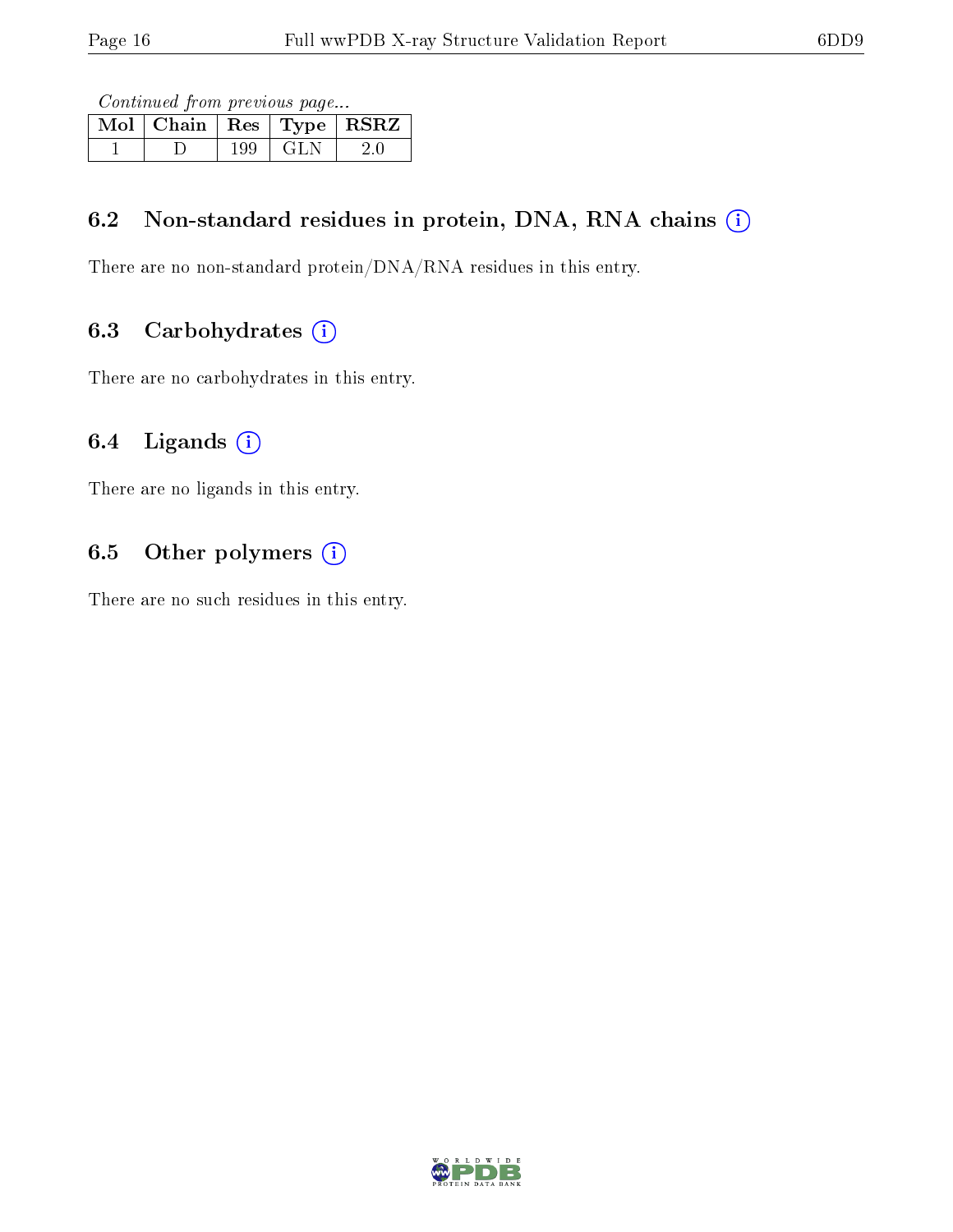*Continued from previous page...*

| Mol | Chain | Res | Type | RSRZ |
|---|---|---|---|---|
| 1 | D | 199 | GLN | 2.0 |

### 6.2 Non-standard residues in protein, DNA, RNA chains (i)

There are no non-standard protein/DNA/RNA residues in this entry.

### 6.3 Carbohydrates (i)

There are no carbohydrates in this entry.

### 6.4 Ligands (i)

There are no ligands in this entry.

### 6.5 Other polymers (i)

There are no such residues in this entry.